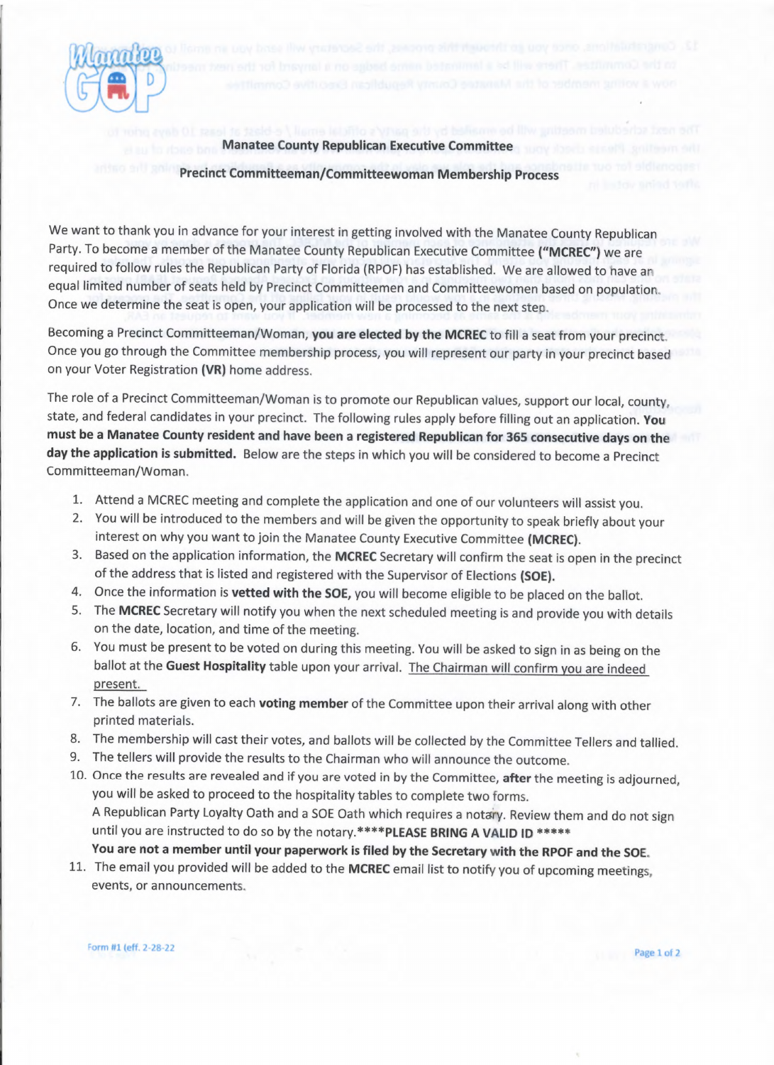## Manatee County Republican Executive Committee

### Precinct Committeeman/Committeewoman Membership Process

We want to thank you in advance for your interest in getting involved with the Manatee County Republican Party. To become a member of the Manatee County Republican Executive Committee **("MCREC")** we are required to follow rules the Republican Party of Florida (RPOF) has established. We are allowed to have an equal limited number of seats held by Precinct Committeemen and Committeewomen based on population. Once we determine the seat is open, your application will be processed to the next step.

Becoming a Precinct Committeeman/Woman, **you are elected by the MCREC** to fill a seat from your precinct. Once you go through the Committee membership process, you will represent our party in your precinct based on your Voter Registration **(VR)** home address.

The role of a Precinct Committeeman/Woman is to promote our Republican values, support our local, county, state, and federal candidates in your precinct. The following rules apply before filling out an application. **You must be a Manatee County resident and have been a registered Republican for 365 consecutive days on the day the application is submitted.** Below are the steps in which you will be considered to become a Precinct Committeeman/Woman.

1. Attend a MCREC meeting and complete the application and one of our volunteers will assist you.
2. You will be introduced to the members and will be given the opportunity to speak briefly about your interest on why you want to join the Manatee County Executive Committee **(MCREC)**.
3. Based on the application information, the **MCREC** Secretary will confirm the seat is open in the precinct of the address that is listed and registered with the Supervisor of Elections **(SOE).**
4. Once the information is **vetted with the SOE,** you will become eligible to be placed on the ballot.
5. The **MCREC** Secretary will notify you when the next scheduled meeting is and provide you with details on the date, location, and time of the meeting.
6. You must be present to be voted on during this meeting. You will be asked to sign in as being on the ballot at the **Guest Hospitality** table upon your arrival. <u>The Chairman will confirm you are indeed present.</u>
7. The ballots are given to each **voting member** of the Committee upon their arrival along with other printed materials.
8. The membership will cast their votes, and ballots will be collected by the Committee Tellers and tallied.
9. The tellers will provide the results to the Chairman who will announce the outcome.
10. Once the results are revealed and if you are voted in by the Committee, **after** the meeting is adjourned, you will be asked to proceed to the hospitality tables to complete two forms.
    A Republican Party Loyalty Oath and a SOE Oath which requires a notary. Review them and do not sign until you are instructed to do so by the notary.****PLEASE BRING A VALID ID *****
    **You are not a member until your paperwork is filed by the Secretary with the RPOF and the SOE.**
11. The email you provided will be added to the **MCREC** email list to notify you of upcoming meetings, events, or announcements.

Form #1 (eff. 2-28-22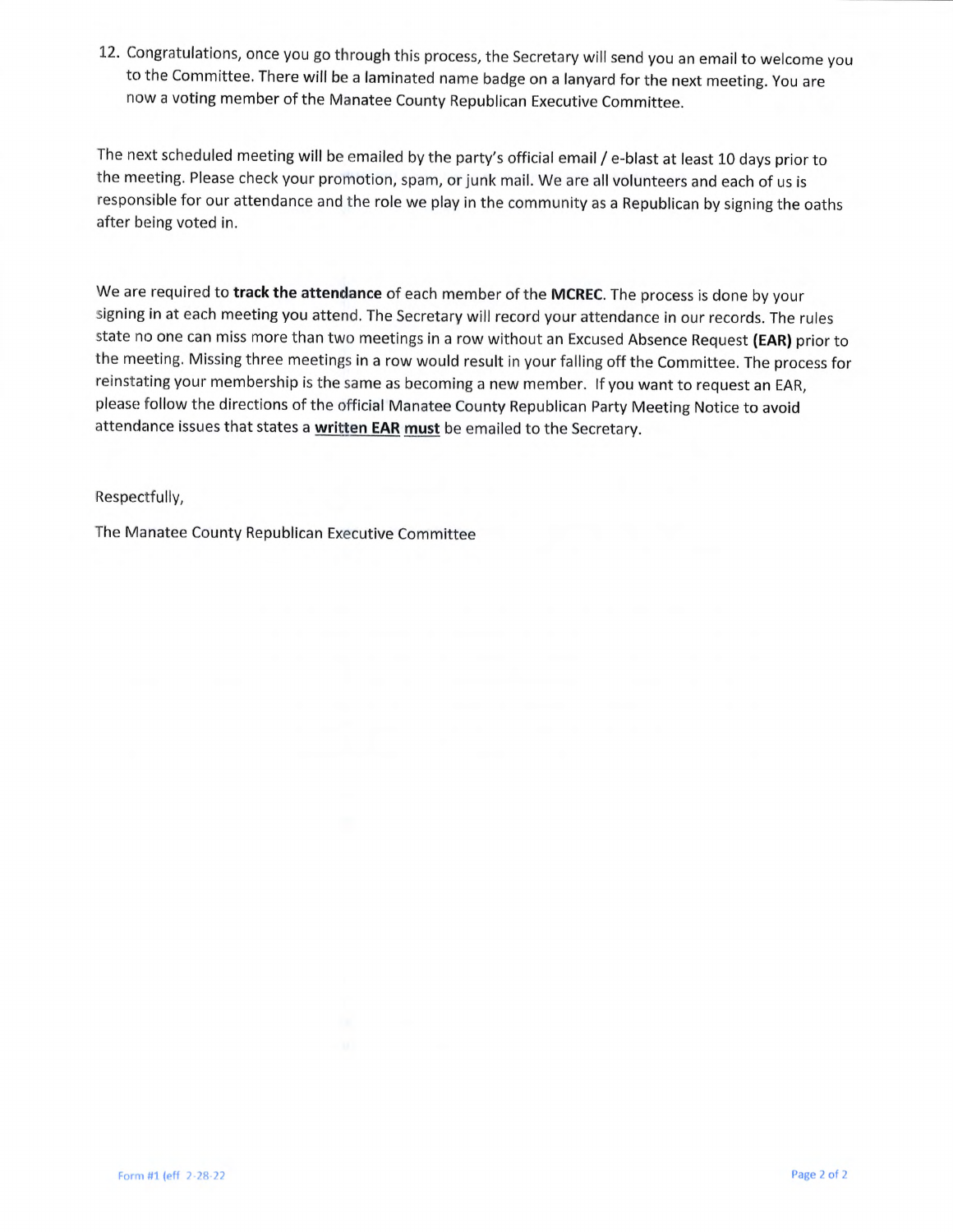12. Congratulations, once you go through this process, the Secretary will send you an email to welcome you to the Committee. There will be a laminated name badge on a lanyard for the next meeting. You are now a voting member of the Manatee County Republican Executive Committee.

The next scheduled meeting will be emailed by the party's official email / e-blast at least 10 days prior to the meeting. Please check your promotion, spam, or junk mail. We are all volunteers and each of us is responsible for our attendance and the role we play in the community as a Republican by signing the oaths after being voted in.

We are required to **track the attendance** of each member of the **MCREC**. The process is done by your signing in at each meeting you attend. The Secretary will record your attendance in our records. The rules state no one can miss more than two meetings in a row without an Excused Absence Request **(EAR)** prior to the meeting. Missing three meetings in a row would result in your falling off the Committee. The process for reinstating your membership is the same as becoming a new member. If you want to request an EAR, please follow the directions of the official Manatee County Republican Party Meeting Notice to avoid attendance issues that states a **written EAR must** be emailed to the Secretary.

Respectfully,

The Manatee County Republican Executive Committee

Form #1 (eff 2-28-22